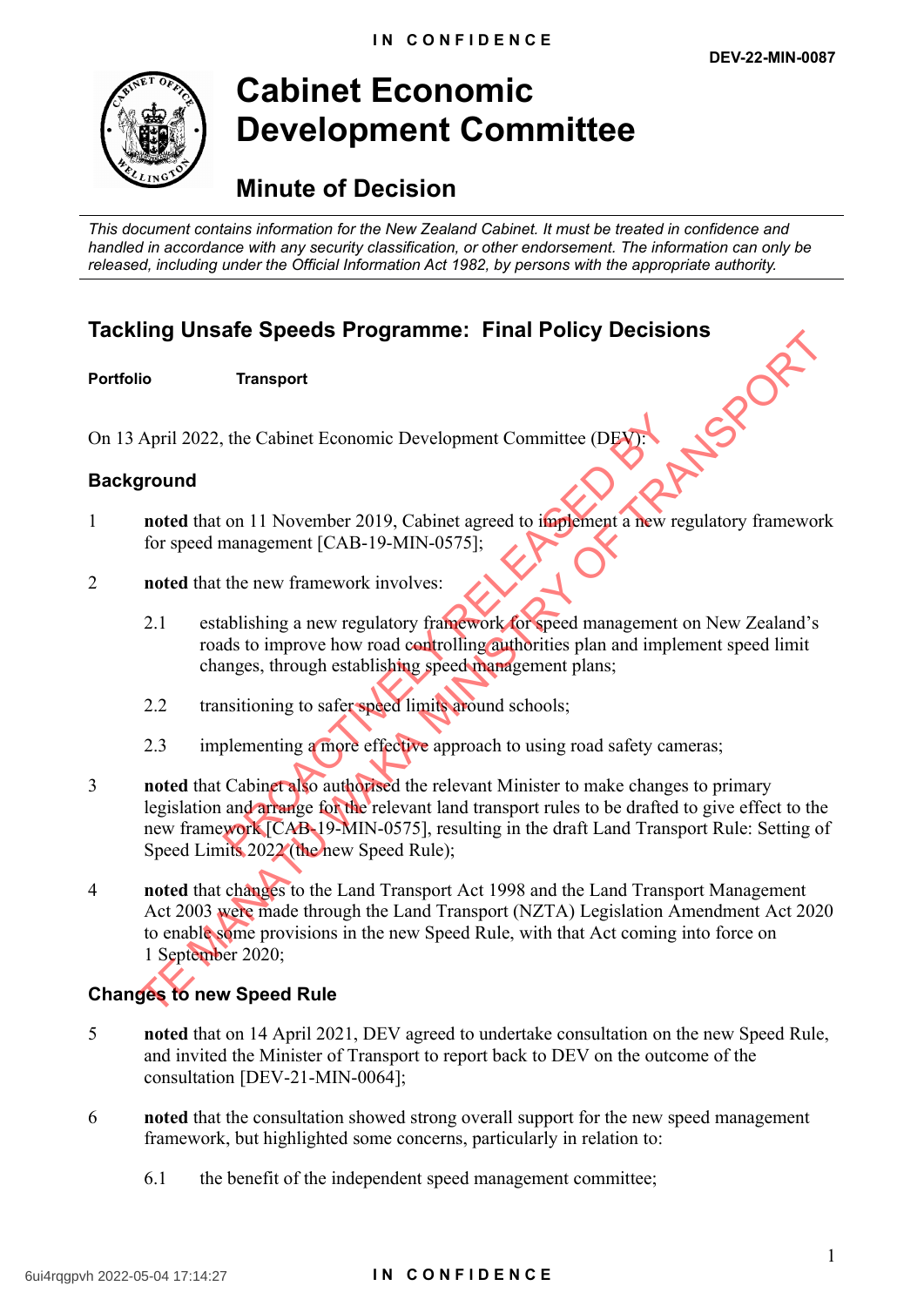DEV-22-MIN-0087

# Cabinet Economic Development Committee

## Minute of Decision

*This document contains information for the New Zealand Cabinet. It must be treated in confidence and handled in accordance with any security classification, or other endorsement. The information can only be released, including under the Official Information Act 1982, by persons with the appropriate authority.*

## Tackling Unsafe Speeds Programme: Final Policy Decisions

**Portfolio** **Transport**

On 13 April 2022, the Cabinet Economic Development Committee (DEV):

### Background

1 **noted** that on 11 November 2019, Cabinet agreed to implement a new regulatory framework for speed management [CAB-19-MIN-0575];

2 **noted** that the new framework involves:

2.1 establishing a new regulatory framework for speed management on New Zealand's roads to improve how road controlling authorities plan and implement speed limit changes, through establishing speed management plans;

2.2 transitioning to safer speed limits around schools;

2.3 implementing a more effective approach to using road safety cameras;

3 **noted** that Cabinet also authorised the relevant Minister to make changes to primary legislation and arrange for the relevant land transport rules to be drafted to give effect to the new framework [CAB-19-MIN-0575], resulting in the draft Land Transport Rule: Setting of Speed Limits 2022 (the new Speed Rule);

4 **noted** that changes to the Land Transport Act 1998 and the Land Transport Management Act 2003 were made through the Land Transport (NZTA) Legislation Amendment Act 2020 to enable some provisions in the new Speed Rule, with that Act coming into force on 1 September 2020;

### Changes to new Speed Rule

5 **noted** that on 14 April 2021, DEV agreed to undertake consultation on the new Speed Rule, and invited the Minister of Transport to report back to DEV on the outcome of the consultation [DEV-21-MIN-0064];

6 **noted** that the consultation showed strong overall support for the new speed management framework, but highlighted some concerns, particularly in relation to:

6.1 the benefit of the independent speed management committee;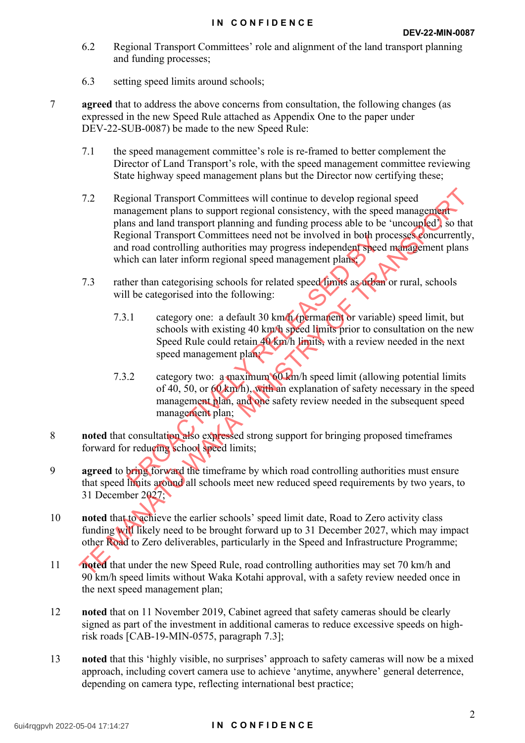6.2 Regional Transport Committees' role and alignment of the land transport planning and funding processes;

6.3 setting speed limits around schools;

7 **agreed** that to address the above concerns from consultation, the following changes (as expressed in the new Speed Rule attached as Appendix One to the paper under DEV-22-SUB-0087) be made to the new Speed Rule:

7.1 the speed management committee's role is re-framed to better complement the Director of Land Transport's role, with the speed management committee reviewing State highway speed management plans but the Director now certifying these;

7.2 Regional Transport Committees will continue to develop regional speed management plans to support regional consistency, with the speed management plans and land transport planning and funding process able to be 'uncoupled', so that Regional Transport Committees need not be involved in both processes concurrently, and road controlling authorities may progress independent speed management plans which can later inform regional speed management plans;

7.3 rather than categorising schools for related speed limits as urban or rural, schools will be categorised into the following:

7.3.1 category one: a default 30 km/h (permanent or variable) speed limit, but schools with existing 40 km/h speed limits prior to consultation on the new Speed Rule could retain 40 km/h limits, with a review needed in the next speed management plan;

7.3.2 category two: a maximum 60 km/h speed limit (allowing potential limits of 40, 50, or 60 km/h), with an explanation of safety necessary in the speed management plan, and one safety review needed in the subsequent speed management plan;

8 **noted** that consultation also expressed strong support for bringing proposed timeframes forward for reducing school speed limits;

9 **agreed** to bring forward the timeframe by which road controlling authorities must ensure that speed limits around all schools meet new reduced speed requirements by two years, to 31 December 2027;

10 **noted** that to achieve the earlier schools' speed limit date, Road to Zero activity class funding will likely need to be brought forward up to 31 December 2027, which may impact other Road to Zero deliverables, particularly in the Speed and Infrastructure Programme;

11 **noted** that under the new Speed Rule, road controlling authorities may set 70 km/h and 90 km/h speed limits without Waka Kotahi approval, with a safety review needed once in the next speed management plan;

12 **noted** that on 11 November 2019, Cabinet agreed that safety cameras should be clearly signed as part of the investment in additional cameras to reduce excessive speeds on high-risk roads [CAB-19-MIN-0575, paragraph 7.3];

13 **noted** that this 'highly visible, no surprises' approach to safety cameras will now be a mixed approach, including covert camera use to achieve 'anytime, anywhere' general deterrence, depending on camera type, reflecting international best practice;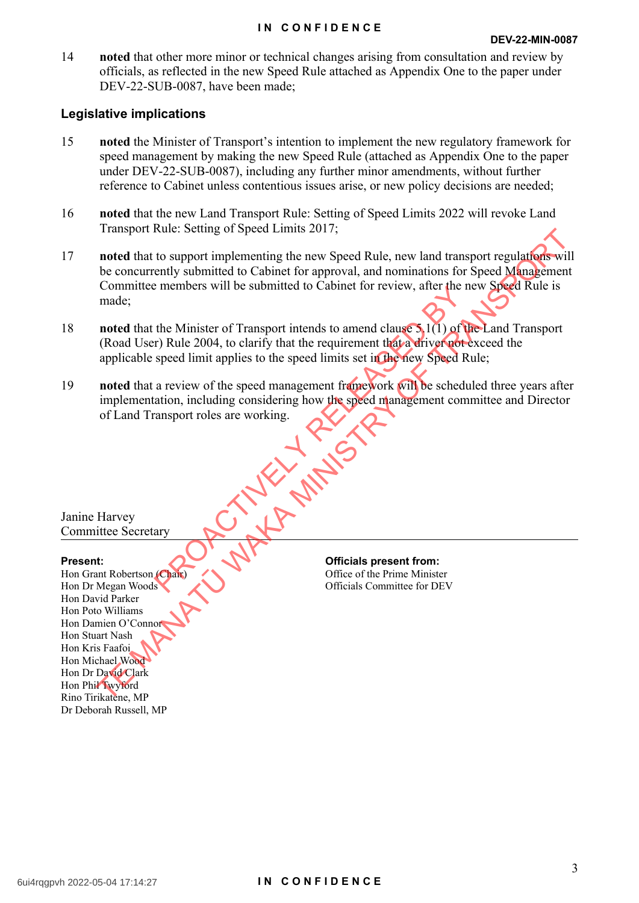14 **noted** that other more minor or technical changes arising from consultation and review by officials, as reflected in the new Speed Rule attached as Appendix One to the paper under DEV-22-SUB-0087, have been made;

## Legislative implications

15 **noted** the Minister of Transport's intention to implement the new regulatory framework for speed management by making the new Speed Rule (attached as Appendix One to the paper under DEV-22-SUB-0087), including any further minor amendments, without further reference to Cabinet unless contentious issues arise, or new policy decisions are needed;

16 **noted** that the new Land Transport Rule: Setting of Speed Limits 2022 will revoke Land Transport Rule: Setting of Speed Limits 2017;

17 **noted** that to support implementing the new Speed Rule, new land transport regulations will be concurrently submitted to Cabinet for approval, and nominations for Speed Management Committee members will be submitted to Cabinet for review, after the new Speed Rule is made;

18 **noted** that the Minister of Transport intends to amend clause 5.1(1) of the Land Transport (Road User) Rule 2004, to clarify that the requirement that a driver not exceed the applicable speed limit applies to the speed limits set in the new Speed Rule;

19 **noted** that a review of the speed management framework will be scheduled three years after implementation, including considering how the speed management committee and Director of Land Transport roles are working.

Janine Harvey
Committee Secretary

**Present:**
Hon Grant Robertson (Chair)
Hon Dr Megan Woods
Hon David Parker
Hon Poto Williams
Hon Damien O'Connor
Hon Stuart Nash
Hon Kris Faafoi
Hon Michael Wood
Hon Dr David Clark
Hon Phil Twyford
Rino Tirikatene, MP
Dr Deborah Russell, MP

**Officials present from:**
Office of the Prime Minister
Officials Committee for DEV

PROACTIVELY RELEASED BY TE MANATŪ WAKA MINISTRY OF TRANSPORT